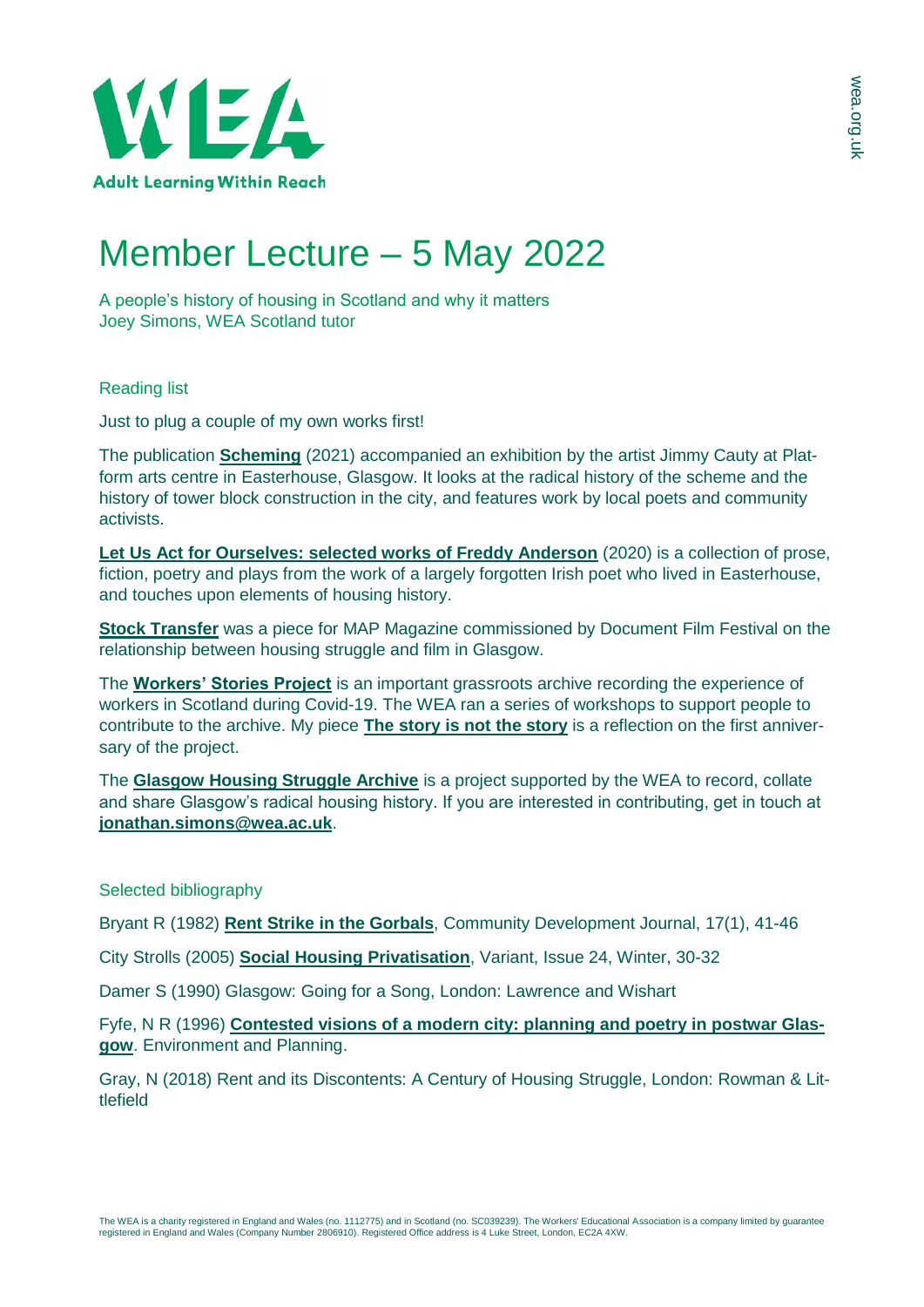WEA

Adult Learning Within Reach

# Member Lecture – 5 May 2022

A people's history of housing in Scotland and why it matters
Joey Simons, WEA Scotland tutor

## Reading list

Just to plug a couple of my own works first!

The publication **Scheming** (2021) accompanied an exhibition by the artist Jimmy Cauty at Platform arts centre in Easterhouse, Glasgow. It looks at the radical history of the scheme and the history of tower block construction in the city, and features work by local poets and community activists.

**Let Us Act for Ourselves: selected works of Freddy Anderson** (2020) is a collection of prose, fiction, poetry and plays from the work of a largely forgotten Irish poet who lived in Easterhouse, and touches upon elements of housing history.

**Stock Transfer** was a piece for MAP Magazine commissioned by Document Film Festival on the relationship between housing struggle and film in Glasgow.

The **Workers' Stories Project** is an important grassroots archive recording the experience of workers in Scotland during Covid-19. The WEA ran a series of workshops to support people to contribute to the archive. My piece **The story is not the story** is a reflection on the first anniversary of the project.

The **Glasgow Housing Struggle Archive** is a project supported by the WEA to record, collate and share Glasgow's radical housing history. If you are interested in contributing, get in touch at **jonathan.simons@wea.ac.uk**.

## Selected bibliography

Bryant R (1982) **Rent Strike in the Gorbals**, Community Development Journal, 17(1), 41-46

City Strolls (2005) **Social Housing Privatisation**, Variant, Issue 24, Winter, 30-32

Damer S (1990) Glasgow: Going for a Song, London: Lawrence and Wishart

Fyfe, N R (1996) **Contested visions of a modern city: planning and poetry in postwar Glasgow**. Environment and Planning.

Gray, N (2018) Rent and its Discontents: A Century of Housing Struggle, London: Rowman & Littlefield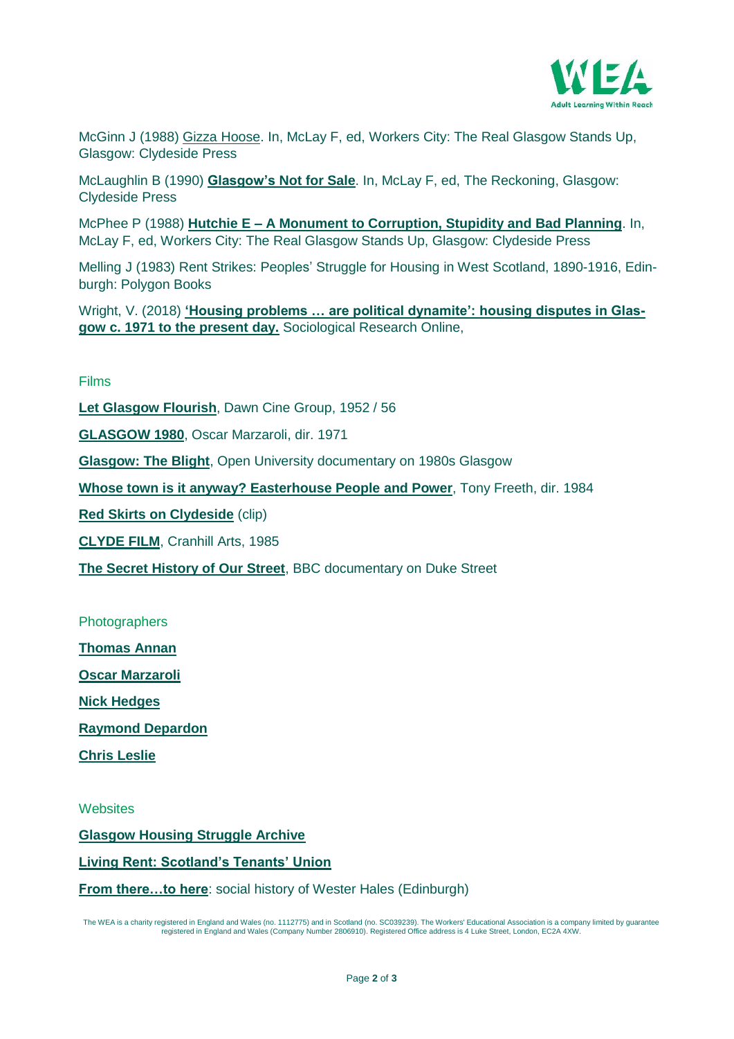McGinn J (1988) Gizza Hoose. In, McLay F, ed, Workers City: The Real Glasgow Stands Up, Glasgow: Clydeside Press

McLaughlin B (1990) **Glasgow's Not for Sale**. In, McLay F, ed, The Reckoning, Glasgow: Clydeside Press

McPhee P (1988) **Hutchie E – A Monument to Corruption, Stupidity and Bad Planning**. In, McLay F, ed, Workers City: The Real Glasgow Stands Up, Glasgow: Clydeside Press

Melling J (1983) Rent Strikes: Peoples' Struggle for Housing in West Scotland, 1890-1916, Edinburgh: Polygon Books

Wright, V. (2018) **'Housing problems … are political dynamite': housing disputes in Glasgow c. 1971 to the present day.** Sociological Research Online,

## Films

**Let Glasgow Flourish**, Dawn Cine Group, 1952 / 56

**GLASGOW 1980**, Oscar Marzaroli, dir. 1971

**Glasgow: The Blight**, Open University documentary on 1980s Glasgow

**Whose town is it anyway? Easterhouse People and Power**, Tony Freeth, dir. 1984

**Red Skirts on Clydeside** (clip)

**CLYDE FILM**, Cranhill Arts, 1985

**The Secret History of Our Street**, BBC documentary on Duke Street

## Photographers

**Thomas Annan**

**Oscar Marzaroli**

**Nick Hedges**

**Raymond Depardon**

**Chris Leslie**

## Websites

**Glasgow Housing Struggle Archive**

**Living Rent: Scotland's Tenants' Union**

**From there…to here**: social history of Wester Hales (Edinburgh)

The WEA is a charity registered in England and Wales (no. 1112775) and in Scotland (no. SC039239). The Workers' Educational Association is a company limited by guarantee registered in England and Wales (Company Number 2806910). Registered Office address is 4 Luke Street, London, EC2A 4XW.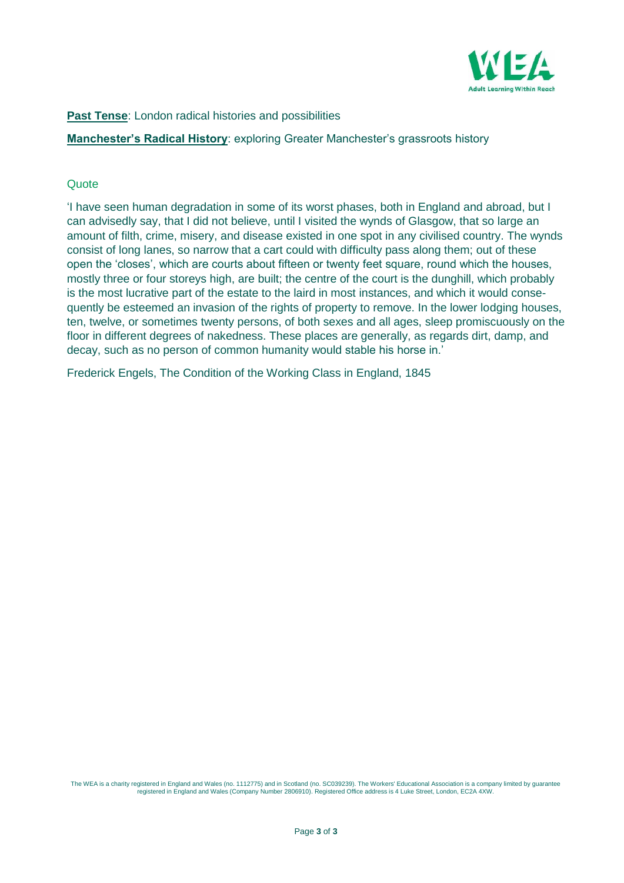**Past Tense**: London radical histories and possibilities

**Manchester's Radical History**: exploring Greater Manchester's grassroots history

## Quote

'I have seen human degradation in some of its worst phases, both in England and abroad, but I can advisedly say, that I did not believe, until I visited the wynds of Glasgow, that so large an amount of filth, crime, misery, and disease existed in one spot in any civilised country. The wynds consist of long lanes, so narrow that a cart could with difficulty pass along them; out of these open the 'closes', which are courts about fifteen or twenty feet square, round which the houses, mostly three or four storeys high, are built; the centre of the court is the dunghill, which probably is the most lucrative part of the estate to the laird in most instances, and which it would consequently be esteemed an invasion of the rights of property to remove. In the lower lodging houses, ten, twelve, or sometimes twenty persons, of both sexes and all ages, sleep promiscuously on the floor in different degrees of nakedness. These places are generally, as regards dirt, damp, and decay, such as no person of common humanity would stable his horse in.'

Frederick Engels, The Condition of the Working Class in England, 1845

The WEA is a charity registered in England and Wales (no. 1112775) and in Scotland (no. SC039239). The Workers' Educational Association is a company limited by guarantee registered in England and Wales (Company Number 2806910). Registered Office address is 4 Luke Street, London, EC2A 4XW.